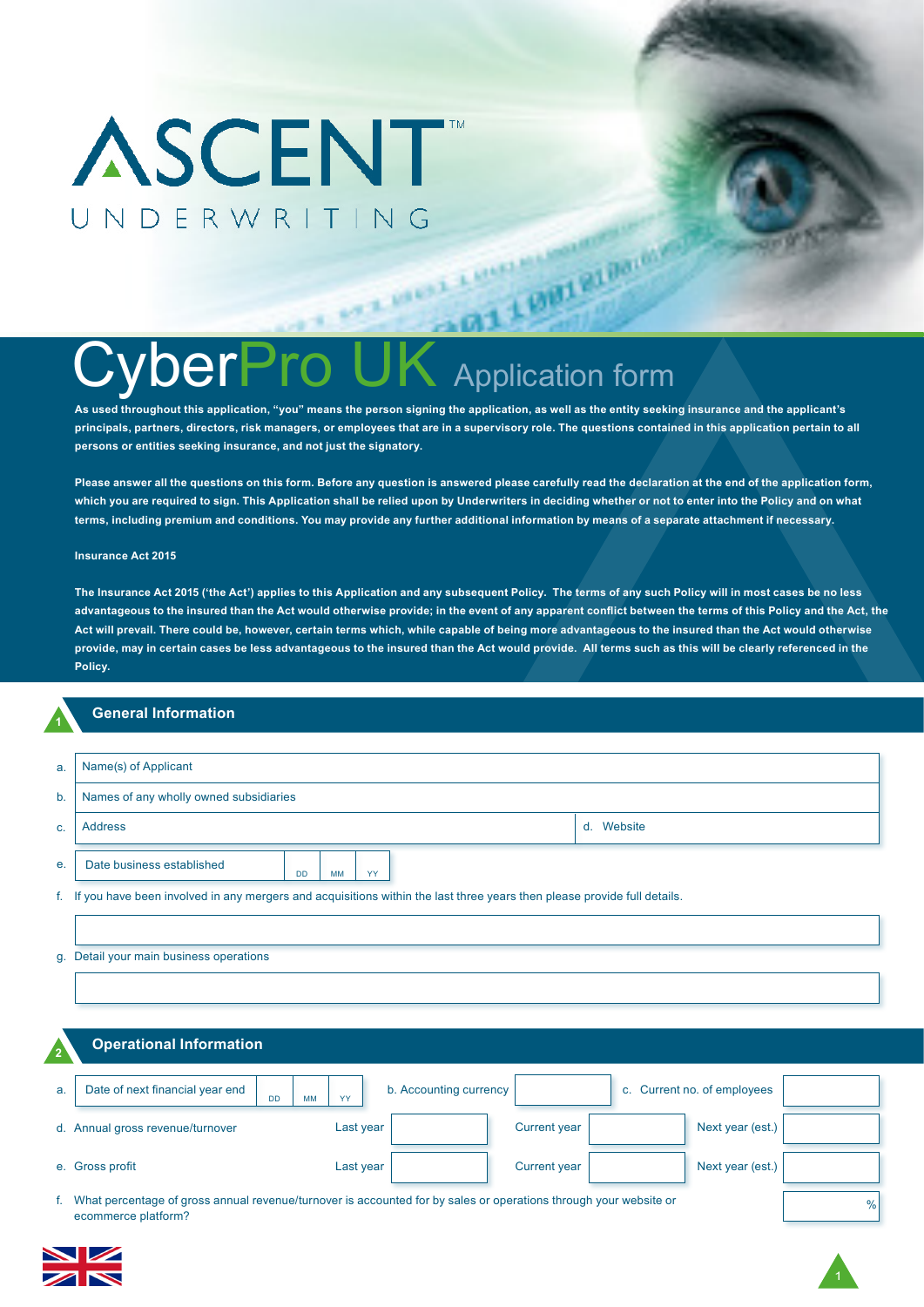# ASCENT™ UNDERWRITING

# CyberPro UK Application form

**As used throughout this application, "you" means the person signing the application, as well as the entity seeking insurance and the applicant's principals, partners, directors, risk managers, or employees that are in a supervisory role. The questions contained in this application pertain to all persons or entities seeking insurance, and not just the signatory.**

**Please answer all the questions on this form. Before any question is answered please carefully read the declaration at the end of the application form, which you are required to sign. This Application shall be relied upon by Underwriters in deciding whether or not to enter into the Policy and on what terms, including premium and conditions. You may provide any further additional information by means of a separate attachment if necessary.**

**Insurance Act 2015**

**The Insurance Act 2015 ('the Act') applies to this Application and any subsequent Policy. The terms of any such Policy will in most cases be no less advantageous to the insured than the Act would otherwise provide; in the event of any apparent conflict between the terms of this Policy and the Act, the Act will prevail. There could be, however, certain terms which, while capable of being more advantageous to the insured than the Act would otherwise provide, may in certain cases be less advantageous to the insured than the Act would provide. All terms such as this will be clearly referenced in the Policy.**

## 1 General Information

a. Name(s) of Applicant

b. Names of any wholly owned subsidiaries

c. Address

d. Website

e. Date business established DD MM YY

f. If you have been involved in any mergers and acquisitions within the last three years then please provide full details.

g. Detail your main business operations

## 2 Operational Information

a. Date of next financial year end DD MM YY

b. Accounting currency

c. Current no. of employees

| | Last year | Current year | Next year (est.) |
|---|---|---|---|
| d. Annual gross revenue/turnover | | | |
| e. Gross profit | | | |

f. What percentage of gross annual revenue/turnover is accounted for by sales or operations through your website or ecommerce platform? %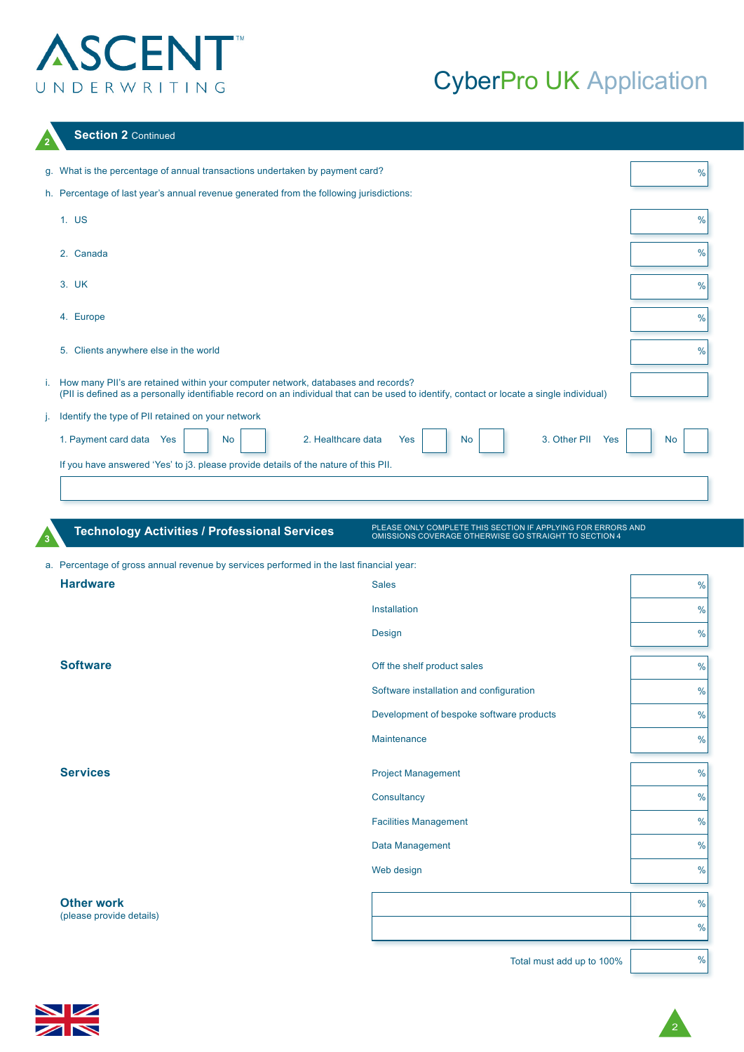## Section 2 Continued

g. What is the percentage of annual transactions undertaken by payment card? %

h. Percentage of last year's annual revenue generated from the following jurisdictions:

1. US %
2. Canada %
3. UK %
4. Europe %
5. Clients anywhere else in the world %

i. How many PII's are retained within your computer network, databases and records?
(PII is defined as a personally identifiable record on an individual that can be used to identify, contact or locate a single individual)

j. Identify the type of PII retained on your network

1. Payment card data Yes ☐ No ☐ 2. Healthcare data Yes ☐ No ☐ 3. Other PII Yes ☐ No ☐

If you have answered 'Yes' to j3. please provide details of the nature of this PII.

## Section 3 Technology Activities / Professional Services

PLEASE ONLY COMPLETE THIS SECTION IF APPLYING FOR ERRORS AND OMISSIONS COVERAGE OTHERWISE GO STRAIGHT TO SECTION 4

a. Percentage of gross annual revenue by services performed in the last financial year:

| Category | Service | % |
|---|---|---|
| **Hardware** | Sales | % |
| | Installation | % |
| | Design | % |
| **Software** | Off the shelf product sales | % |
| | Software installation and configuration | % |
| | Development of bespoke software products | % |
| | Maintenance | % |
| **Services** | Project Management | % |
| | Consultancy | % |
| | Facilities Management | % |
| | Data Management | % |
| | Web design | % |
| **Other work** (please provide details) | | % |
| | | % |
| | Total must add up to 100% | % |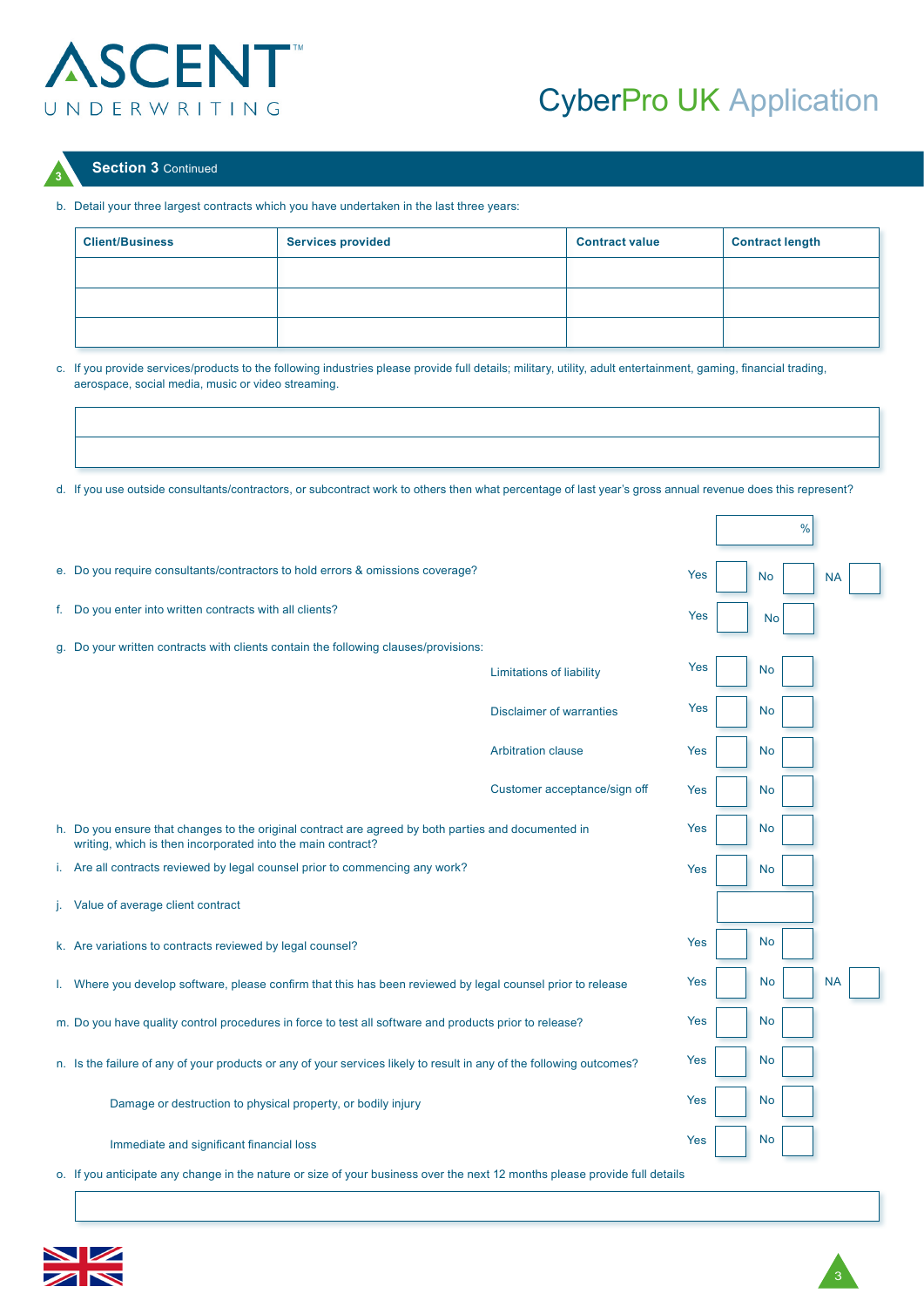## Section 3 Continued

b. Detail your three largest contracts which you have undertaken in the last three years:

| Client/Business | Services provided | Contract value | Contract length |
|---|---|---|---|
| | | | |
| | | | |
| | | | |

c. If you provide services/products to the following industries please provide full details; military, utility, adult entertainment, gaming, financial trading, aerospace, social media, music or video streaming.

| |
|---|
| |
| |

d. If you use outside consultants/contractors, or subcontract work to others then what percentage of last year's gross annual revenue does this represent? ______ %

e. Do you require consultants/contractors to hold errors & omissions coverage? Yes ☐ No ☐ NA ☐

f. Do you enter into written contracts with all clients? Yes ☐ No ☐

g. Do your written contracts with clients contain the following clauses/provisions:

- Limitations of liability Yes ☐ No ☐
- Disclaimer of warranties Yes ☐ No ☐
- Arbitration clause Yes ☐ No ☐
- Customer acceptance/sign off Yes ☐ No ☐

h. Do you ensure that changes to the original contract are agreed by both parties and documented in writing, which is then incorporated into the main contract? Yes ☐ No ☐

i. Are all contracts reviewed by legal counsel prior to commencing any work? Yes ☐ No ☐

j. Value of average client contract ______

k. Are variations to contracts reviewed by legal counsel? Yes ☐ No ☐

l. Where you develop software, please confirm that this has been reviewed by legal counsel prior to release Yes ☐ No ☐ NA ☐

m. Do you have quality control procedures in force to test all software and products prior to release? Yes ☐ No ☐

n. Is the failure of any of your products or any of your services likely to result in any of the following outcomes? Yes ☐ No ☐

- Damage or destruction to physical property, or bodily injury Yes ☐ No ☐
- Immediate and significant financial loss Yes ☐ No ☐

o. If you anticipate any change in the nature or size of your business over the next 12 months please provide full details

| |
|---|
| |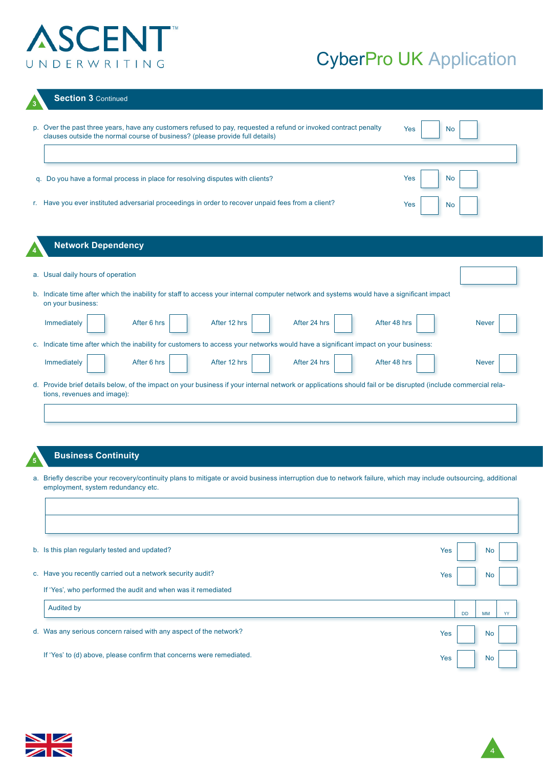# CyberPro UK Application

## Section 3 Continued

p. Over the past three years, have any customers refused to pay, requested a refund or invoked contract penalty clauses outside the normal course of business? (please provide full details) Yes ☐ No ☐

q. Do you have a formal process in place for resolving disputes with clients? Yes ☐ No ☐

r. Have you ever instituted adversarial proceedings in order to recover unpaid fees from a client? Yes ☐ No ☐

## 4 Network Dependency

a. Usual daily hours of operation

b. Indicate time after which the inability for staff to access your internal computer network and systems would have a significant impact on your business:

Immediately ☐ After 6 hrs ☐ After 12 hrs ☐ After 24 hrs ☐ After 48 hrs ☐ Never ☐

c. Indicate time after which the inability for customers to access your networks would have a significant impact on your business:

Immediately ☐ After 6 hrs ☐ After 12 hrs ☐ After 24 hrs ☐ After 48 hrs ☐ Never ☐

d. Provide brief details below, of the impact on your business if your internal network or applications should fail or be disrupted (include commercial relations, revenues and image):

## 5 Business Continuity

a. Briefly describe your recovery/continuity plans to mitigate or avoid business interruption due to network failure, which may include outsourcing, additional employment, system redundancy etc.

b. Is this plan regularly tested and updated? Yes ☐ No ☐

c. Have you recently carried out a network security audit? Yes ☐ No ☐

If 'Yes', who performed the audit and when was it remediated

| Audited by | DD | MM | YY |
|---|---|---|---|
| | | | |

d. Was any serious concern raised with any aspect of the network? Yes ☐ No ☐

If 'Yes' to (d) above, please confirm that concerns were remediated. Yes ☐ No ☐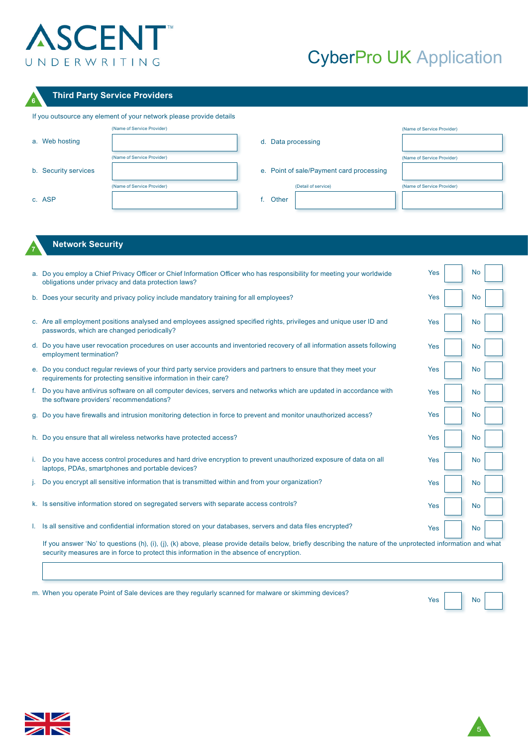## 6 Third Party Service Providers

If you outsource any element of your network please provide details

| | (Name of Service Provider) | | | (Name of Service Provider) |
|---|---|---|---|---|
| a. Web hosting | | d. Data processing | | |
| b. Security services | | e. Point of sale/Payment card processing | | |
| c. ASP | | f. Other | (Detail of service) | |

## 7 Network Security

a. Do you employ a Chief Privacy Officer or Chief Information Officer who has responsibility for meeting your worldwide obligations under privacy and data protection laws? Yes ☐ No ☐

b. Does your security and privacy policy include mandatory training for all employees? Yes ☐ No ☐

c. Are all employment positions analysed and employees assigned specified rights, privileges and unique user ID and passwords, which are changed periodically? Yes ☐ No ☐

d. Do you have user revocation procedures on user accounts and inventoried recovery of all information assets following employment termination? Yes ☐ No ☐

e. Do you conduct regular reviews of your third party service providers and partners to ensure that they meet your requirements for protecting sensitive information in their care? Yes ☐ No ☐

f. Do you have antivirus software on all computer devices, servers and networks which are updated in accordance with the software providers' recommendations? Yes ☐ No ☐

g. Do you have firewalls and intrusion monitoring detection in force to prevent and monitor unauthorized access? Yes ☐ No ☐

h. Do you ensure that all wireless networks have protected access? Yes ☐ No ☐

i. Do you have access control procedures and hard drive encryption to prevent unauthorized exposure of data on all laptops, PDAs, smartphones and portable devices? Yes ☐ No ☐

j. Do you encrypt all sensitive information that is transmitted within and from your organization? Yes ☐ No ☐

k. Is sensitive information stored on segregated servers with separate access controls? Yes ☐ No ☐

l. Is all sensitive and confidential information stored on your databases, servers and data files encrypted? Yes ☐ No ☐

If you answer 'No' to questions (h), (i), (j), (k) above, please provide details below, briefly describing the nature of the unprotected information and what security measures are in force to protect this information in the absence of encryption.

m. When you operate Point of Sale devices are they regularly scanned for malware or skimming devices? Yes ☐ No ☐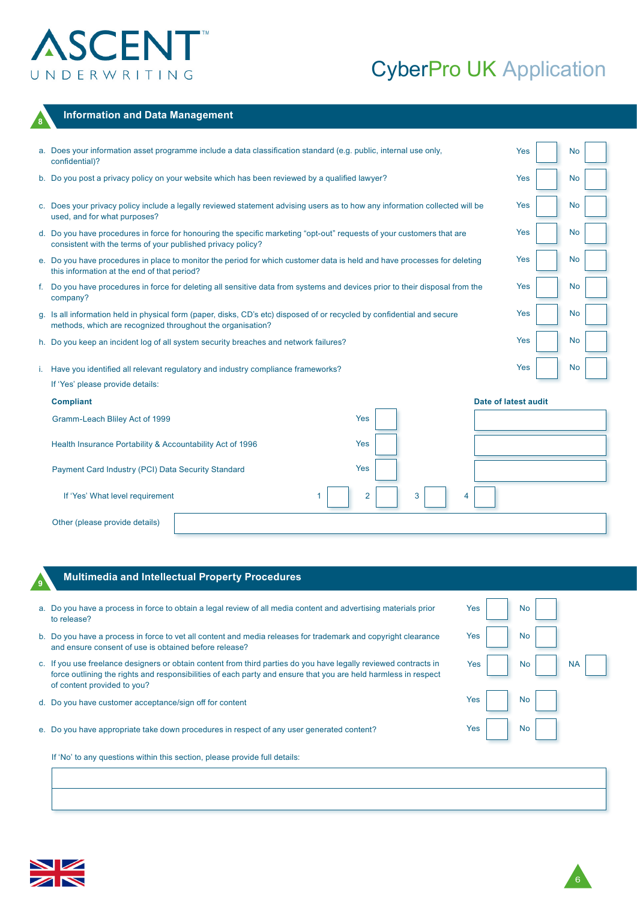# ASCENT UNDERWRITING

# CyberPro UK Application

## 8 Information and Data Management

a. Does your information asset programme include a data classification standard (e.g. public, internal use only, confidential)? Yes ☐ No ☐

b. Do you post a privacy policy on your website which has been reviewed by a qualified lawyer? Yes ☐ No ☐

c. Does your privacy policy include a legally reviewed statement advising users as to how any information collected will be used, and for what purposes? Yes ☐ No ☐

d. Do you have procedures in force for honouring the specific marketing "opt-out" requests of your customers that are consistent with the terms of your published privacy policy? Yes ☐ No ☐

e. Do you have procedures in place to monitor the period for which customer data is held and have processes for deleting this information at the end of that period? Yes ☐ No ☐

f. Do you have procedures in force for deleting all sensitive data from systems and devices prior to their disposal from the company? Yes ☐ No ☐

g. Is all information held in physical form (paper, disks, CD's etc) disposed of or recycled by confidential and secure methods, which are recognized throughout the organisation? Yes ☐ No ☐

h. Do you keep an incident log of all system security breaches and network failures? Yes ☐ No ☐

i. Have you identified all relevant regulatory and industry compliance frameworks? Yes ☐ No ☐

If 'Yes' please provide details:

| **Compliant** | | **Date of latest audit** |
|---|---|---|
| Gramm-Leach Bliley Act of 1999 | Yes ☐ | |
| Health Insurance Portability & Accountability Act of 1996 | Yes ☐ | |
| Payment Card Industry (PCI) Data Security Standard | Yes ☐ | |

If 'Yes' What level requirement 1 ☐ 2 ☐ 3 ☐ 4 ☐

Other (please provide details) ______________________

## 9 Multimedia and Intellectual Property Procedures

a. Do you have a process in force to obtain a legal review of all media content and advertising materials prior to release? Yes ☐ No ☐

b. Do you have a process in force to vet all content and media releases for trademark and copyright clearance and ensure consent of use is obtained before release? Yes ☐ No ☐

c. If you use freelance designers or obtain content from third parties do you have legally reviewed contracts in force outlining the rights and responsibilities of each party and ensure that you are held harmless in respect of content provided to you? Yes ☐ No ☐ NA ☐

d. Do you have customer acceptance/sign off for content Yes ☐ No ☐

e. Do you have appropriate take down procedures in respect of any user generated content? Yes ☐ No ☐

If 'No' to any questions within this section, please provide full details:

______________________

______________________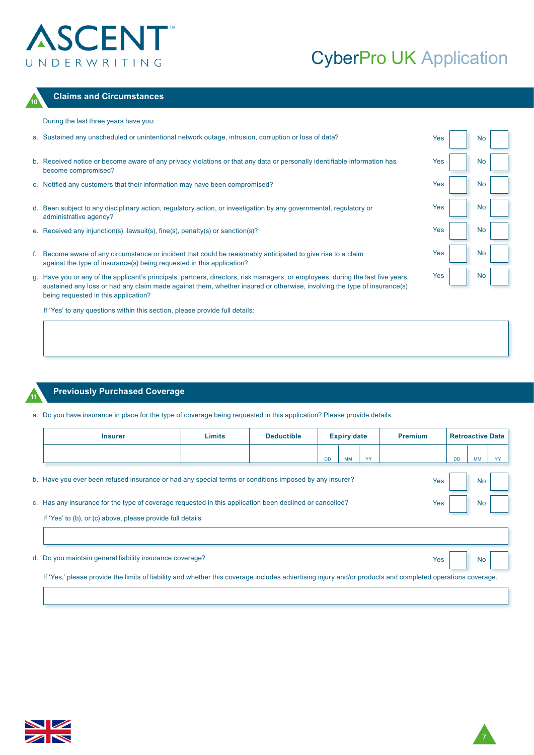## 10 Claims and Circumstances

During the last three years have you:

a. Sustained any unscheduled or unintentional network outage, intrusion, corruption or loss of data? Yes ☐ No ☐

b. Received notice or become aware of any privacy violations or that any data or personally identifiable information has become compromised? Yes ☐ No ☐

c. Notified any customers that their information may have been compromised? Yes ☐ No ☐

d. Been subject to any disciplinary action, regulatory action, or investigation by any governmental, regulatory or administrative agency? Yes ☐ No ☐

e. Received any injunction(s), lawsuit(s), fine(s), penalty(s) or sanction(s)? Yes ☐ No ☐

f. Become aware of any circumstance or incident that could be reasonably anticipated to give rise to a claim against the type of insurance(s) being requested in this application? Yes ☐ No ☐

g. Have you or any of the applicant's principals, partners, directors, risk managers, or employees, during the last five years, sustained any loss or had any claim made against them, whether insured or otherwise, involving the type of insurance(s) being requested in this application? Yes ☐ No ☐

If 'Yes' to any questions within this section, please provide full details:

| |
|---|
| |
| |

## 11 Previously Purchased Coverage

a. Do you have insurance in place for the type of coverage being requested in this application? Please provide details.

| Insurer | Limits | Deductible | Expiry date | | | Premium | Retroactive Date | | |
|---|---|---|---|---|---|---|---|---|---|
| | | | DD | MM | YY | | DD | MM | YY |

b. Have you ever been refused insurance or had any special terms or conditions imposed by any insurer? Yes ☐ No ☐

c. Has any insurance for the type of coverage requested in this application been declined or cancelled? Yes ☐ No ☐

If 'Yes' to (b), or (c) above, please provide full details

| |
|---|
| |

d. Do you maintain general liability insurance coverage? Yes ☐ No ☐

If 'Yes,' please provide the limits of liability and whether this coverage includes advertising injury and/or products and completed operations coverage.

| |
|---|
| |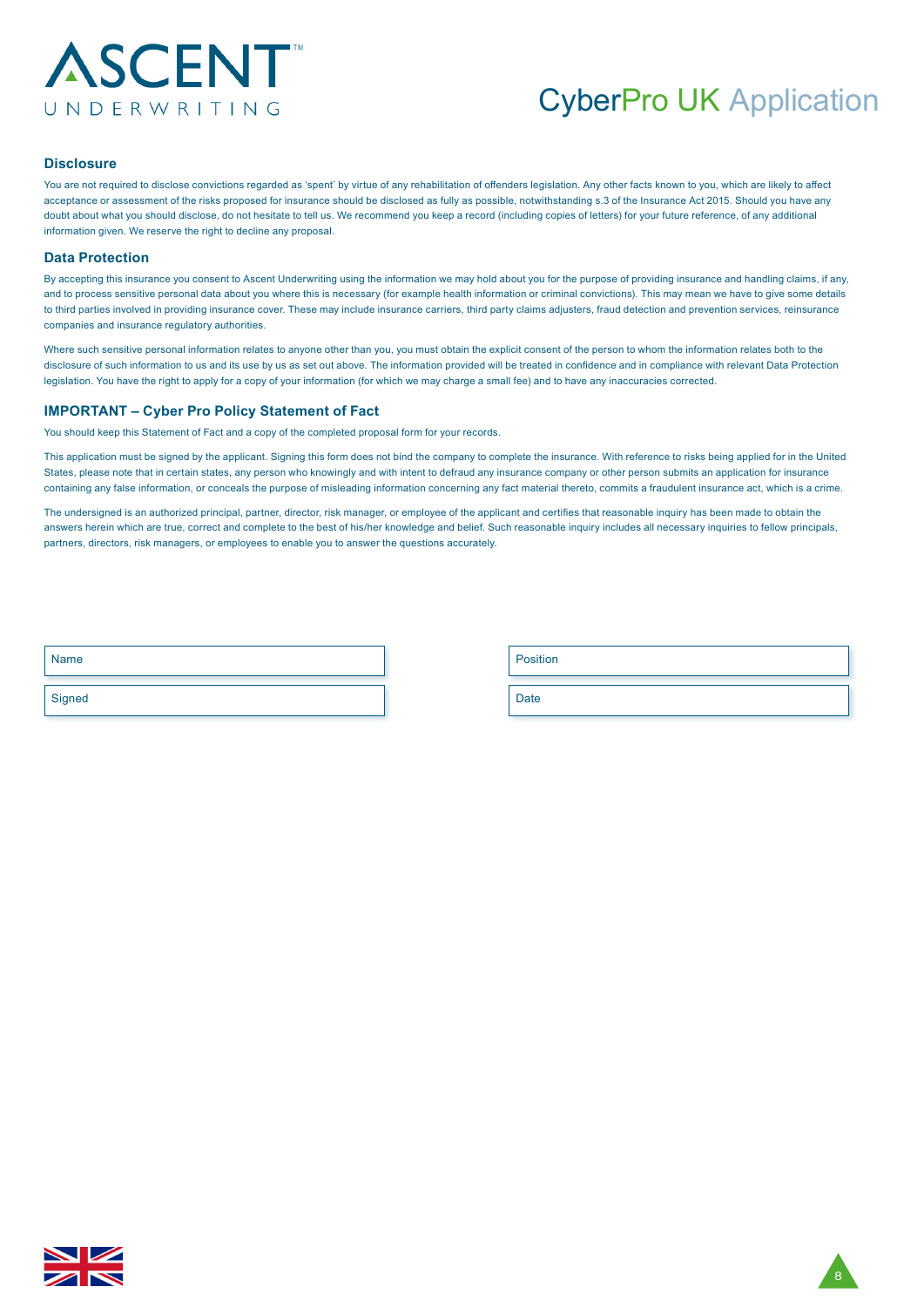## Disclosure

You are not required to disclose convictions regarded as 'spent' by virtue of any rehabilitation of offenders legislation. Any other facts known to you, which are likely to affect acceptance or assessment of the risks proposed for insurance should be disclosed as fully as possible, notwithstanding s.3 of the Insurance Act 2015. Should you have any doubt about what you should disclose, do not hesitate to tell us. We recommend you keep a record (including copies of letters) for your future reference, of any additional information given. We reserve the right to decline any proposal.

## Data Protection

By accepting this insurance you consent to Ascent Underwriting using the information we may hold about you for the purpose of providing insurance and handling claims, if any, and to process sensitive personal data about you where this is necessary (for example health information or criminal convictions). This may mean we have to give some details to third parties involved in providing insurance cover. These may include insurance carriers, third party claims adjusters, fraud detection and prevention services, reinsurance companies and insurance regulatory authorities.

Where such sensitive personal information relates to anyone other than you, you must obtain the explicit consent of the person to whom the information relates both to the disclosure of such information to us and its use by us as set out above. The information provided will be treated in confidence and in compliance with relevant Data Protection legislation. You have the right to apply for a copy of your information (for which we may charge a small fee) and to have any inaccuracies corrected.

## IMPORTANT – Cyber Pro Policy Statement of Fact

You should keep this Statement of Fact and a copy of the completed proposal form for your records.

This application must be signed by the applicant. Signing this form does not bind the company to complete the insurance. With reference to risks being applied for in the United States, please note that in certain states, any person who knowingly and with intent to defraud any insurance company or other person submits an application for insurance containing any false information, or conceals the purpose of misleading information concerning any fact material thereto, commits a fraudulent insurance act, which is a crime.

The undersigned is an authorized principal, partner, director, risk manager, or employee of the applicant and certifies that reasonable inquiry has been made to obtain the answers herein which are true, correct and complete to the best of his/her knowledge and belief. Such reasonable inquiry includes all necessary inquiries to fellow principals, partners, directors, risk managers, or employees to enable you to answer the questions accurately.

| Name | | Position | |
|---|---|---|---|
| Signed | | Date | |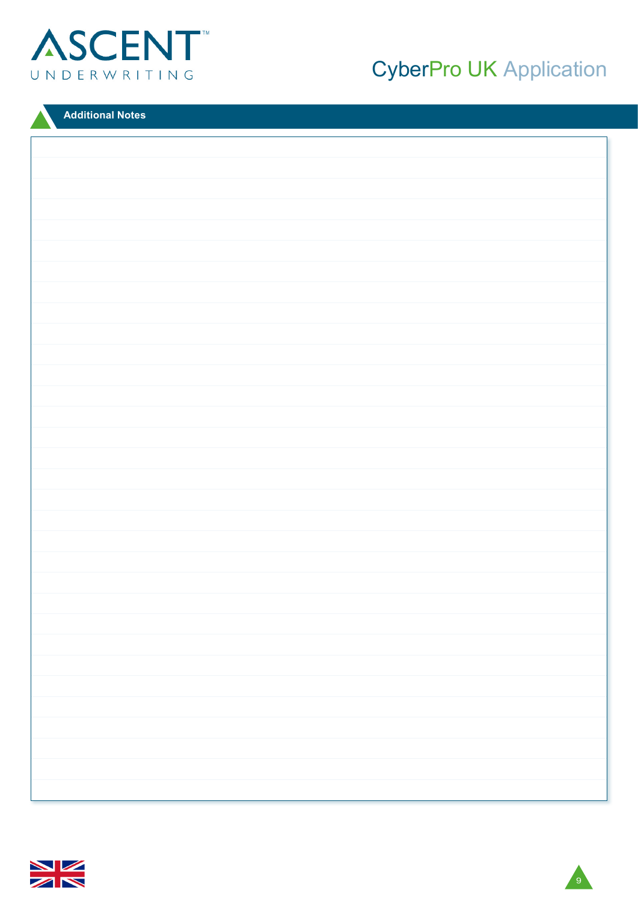## Additional Notes